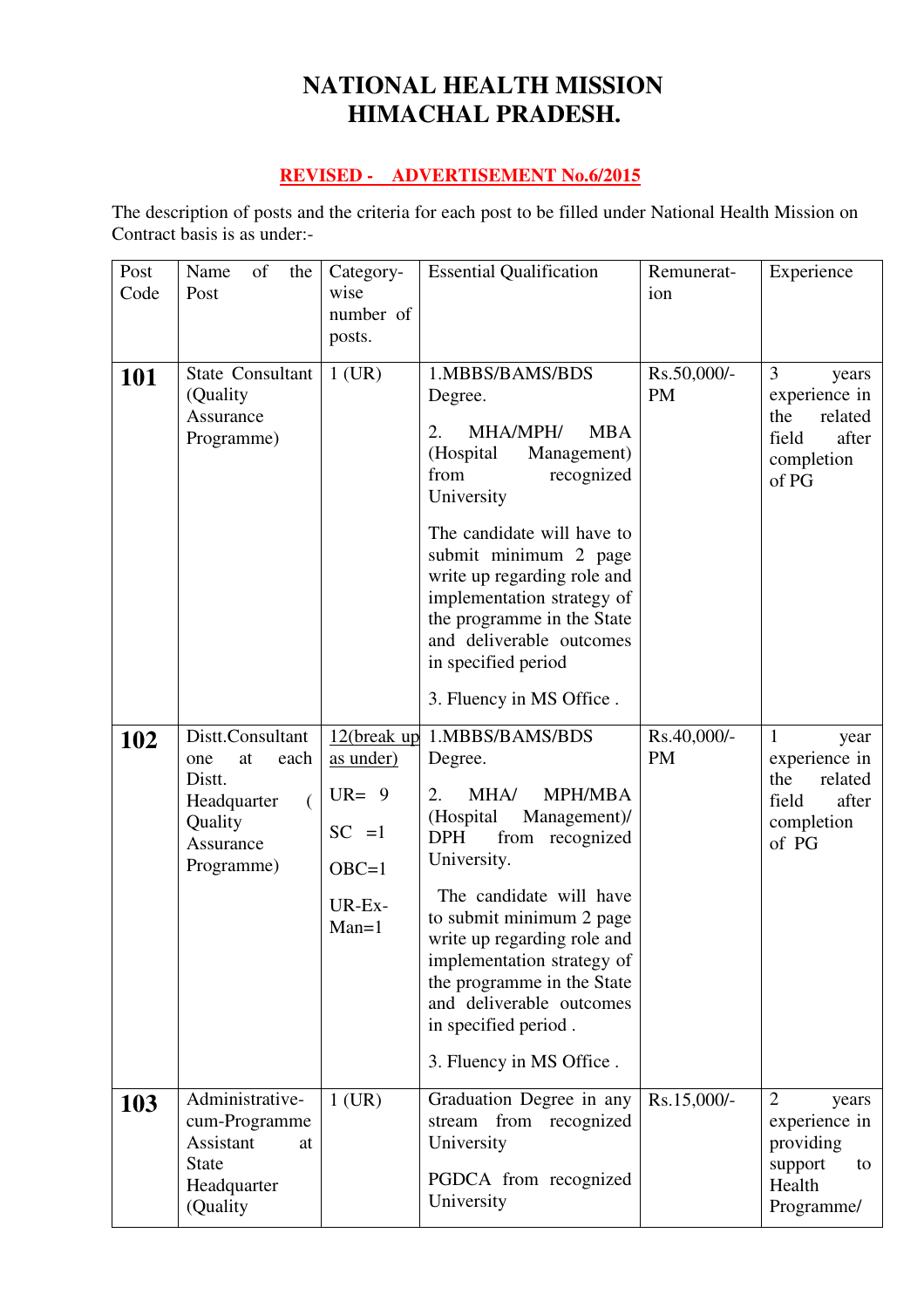# NATIONAL HEALTH MISSION
# HIMACHAL PRADESH.

**REVISED - ADVERTISEMENT No.6/2015**

The description of posts and the criteria for each post to be filled under National Health Mission on Contract basis is as under:-

| Post Code | Name of the Post | Category-wise number of posts. | Essential Qualification | Remuneration | Experience |
|---|---|---|---|---|---|
| **101** | State Consultant (Quality Assurance Programme) | 1 (UR) | 1.MBBS/BAMS/BDS Degree.<br><br>2. MHA/MPH/ MBA (Hospital Management) from recognized University<br><br>The candidate will have to submit minimum 2 page write up regarding role and implementation strategy of the programme in the State and deliverable outcomes in specified period<br><br>3. Fluency in MS Office . | Rs.50,000/- PM | 3 years experience in the related field after completion of PG |
| **102** | Distt.Consultant one at each Distt. Headquarter ( Quality Assurance Programme) | 12(break up as under)<br><br>UR= 9<br><br>SC =1<br><br>OBC=1<br><br>UR-Ex-Man=1 | 1.MBBS/BAMS/BDS Degree.<br><br>2. MHA/ MPH/MBA (Hospital Management)/ DPH from recognized University.<br><br>The candidate will have to submit minimum 2 page write up regarding role and implementation strategy of the programme in the State and deliverable outcomes in specified period .<br><br>3. Fluency in MS Office . | Rs.40,000/- PM | 1 year experience in the related field after completion of PG |
| **103** | Administrative-cum-Programme Assistant at State Headquarter (Quality | 1 (UR) | Graduation Degree in any stream from recognized University<br><br>PGDCA from recognized University | Rs.15,000/- | 2 years experience in providing support to Health Programme/ |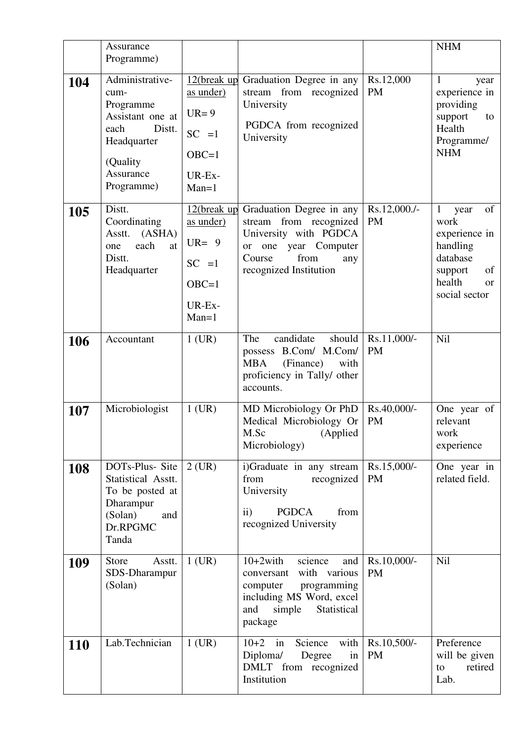| | | | | | |
|---|---|---|---|---|---|
| | Assurance Programme) | | | | NHM |
| **104** | Administrative-cum-Programme Assistant one at each Distt. Headquarter<br><br>(Quality Assurance Programme) | 12(break up as under)<br><br>UR= 9<br><br>SC =1<br><br>OBC=1<br><br>UR-Ex-Man=1 | Graduation Degree in any stream from recognized University<br><br>PGDCA from recognized University | Rs.12,000 PM | 1 year experience in providing support to Health Programme/ NHM |
| **105** | Distt. Coordinating Asstt. (ASHA) one each at Distt. Headquarter | 12(break up as under)<br><br>UR= 9<br><br>SC =1<br><br>OBC=1<br><br>UR-Ex-Man=1 | Graduation Degree in any stream from recognized University with PGDCA or one year Computer Course from any recognized Institution | Rs.12,000./- PM | 1 year of work experience in handling database support of health or social sector |
| **106** | Accountant | 1 (UR) | The candidate should possess B.Com/ M.Com/ MBA (Finance) with proficiency in Tally/ other accounts. | Rs.11,000/- PM | Nil |
| **107** | Microbiologist | 1 (UR) | MD Microbiology Or PhD Medical Microbiology Or M.Sc (Applied Microbiology) | Rs.40,000/- PM | One year of relevant work experience |
| **108** | DOTs-Plus- Site Statistical Asstt. To be posted at Dharampur (Solan) and Dr.RPGMC Tanda | 2 (UR) | i)Graduate in any stream from recognized University<br><br>ii) PGDCA from recognized University | Rs.15,000/- PM | One year in related field. |
| **109** | Store Asstt. SDS-Dharampur (Solan) | 1 (UR) | 10+2with science and conversant with various computer programming including MS Word, excel and simple Statistical package | Rs.10,000/- PM | Nil |
| **110** | Lab.Technician | 1 (UR) | 10+2 in Science with Diploma/ Degree in DMLT from recognized Institution | Rs.10,500/- PM | Preference will be given to retired Lab. |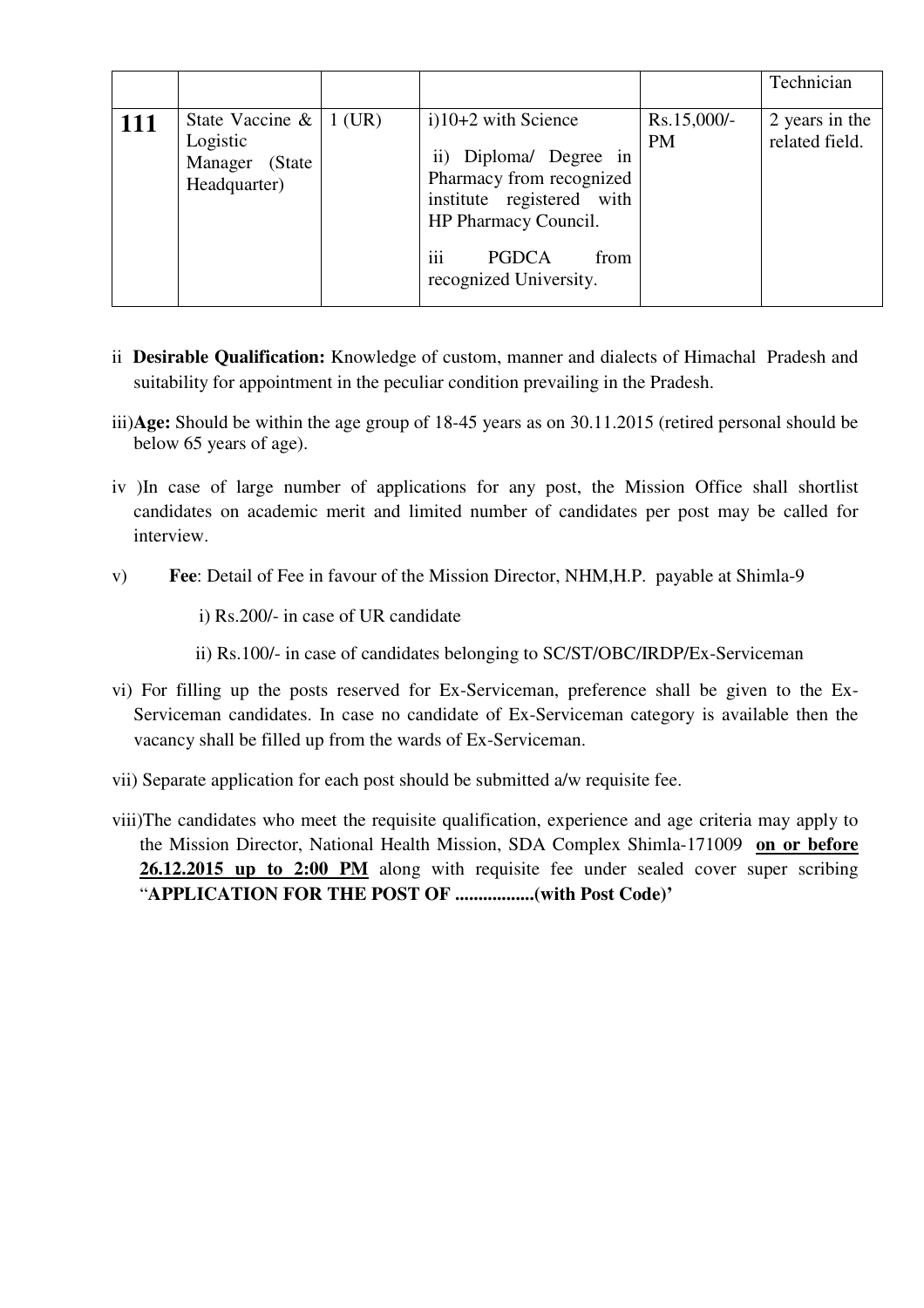| | | | | | Technician |
|---|---|---|---|---|---|
| **111** | State Vaccine & Logistic Manager (State Headquarter) | 1 (UR) | i)10+2 with Science<br>ii) Diploma/ Degree in Pharmacy from recognized institute registered with HP Pharmacy Council.<br>iii PGDCA from recognized University. | Rs.15,000/- PM | 2 years in the related field. |

ii **Desirable Qualification:** Knowledge of custom, manner and dialects of Himachal Pradesh and suitability for appointment in the peculiar condition prevailing in the Pradesh.

iii)**Age:** Should be within the age group of 18-45 years as on 30.11.2015 (retired personal should be below 65 years of age).

iv )In case of large number of applications for any post, the Mission Office shall shortlist candidates on academic merit and limited number of candidates per post may be called for interview.

v) **Fee**: Detail of Fee in favour of the Mission Director, NHM,H.P. payable at Shimla-9

i) Rs.200/- in case of UR candidate

ii) Rs.100/- in case of candidates belonging to SC/ST/OBC/IRDP/Ex-Serviceman

vi) For filling up the posts reserved for Ex-Serviceman, preference shall be given to the Ex-Serviceman candidates. In case no candidate of Ex-Serviceman category is available then the vacancy shall be filled up from the wards of Ex-Serviceman.

vii) Separate application for each post should be submitted a/w requisite fee.

viii)The candidates who meet the requisite qualification, experience and age criteria may apply to the Mission Director, National Health Mission, SDA Complex Shimla-171009 **on or before 26.12.2015 up to 2:00 PM** along with requisite fee under sealed cover super scribing "**APPLICATION FOR THE POST OF .................(with Post Code)'**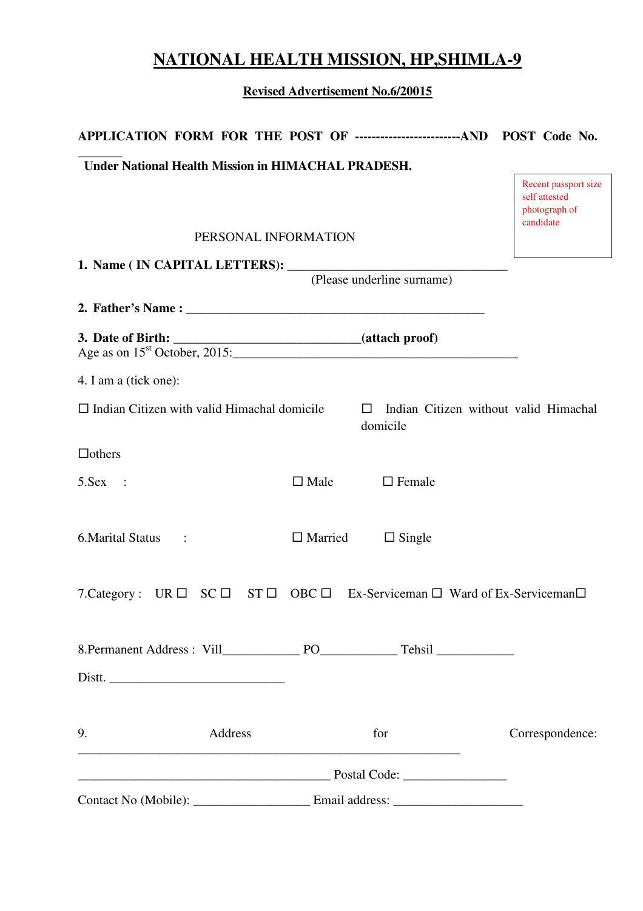# NATIONAL HEALTH MISSION, HP,SHIMLA-9

**Revised Advertisement No.6/20015**

**APPLICATION FORM FOR THE POST OF -------------------------AND POST Code No. _______**

**Under National Health Mission in HIMACHAL PRADESH.**

Recent passport size self attested photograph of candidate

PERSONAL INFORMATION

**1. Name ( IN CAPITAL LETTERS):** ___________________________________

(Please underline surname)

**2. Father's Name :** _______________________________________________

**3. Date of Birth:** ____________________________**(attach proof)**

Age as on 15st October, 2015:_____________________________________________

4. I am a (tick one):

☐ Indian Citizen with valid Himachal domicile

☐ Indian Citizen without valid Himachal domicile

☐others

5.Sex : ☐ Male ☐ Female

6.Marital Status : ☐ Married ☐ Single

7.Category : UR ☐ SC ☐ ST ☐ OBC ☐ Ex-Serviceman ☐ Ward of Ex-Serviceman☐

8.Permanent Address : Vill____________ PO____________ Tehsil ____________

Distt. ___________________________

9. Address for Correspondence: ____________________________________________________________

_______________________________________ Postal Code: ________________

Contact No (Mobile): __________________ Email address: ____________________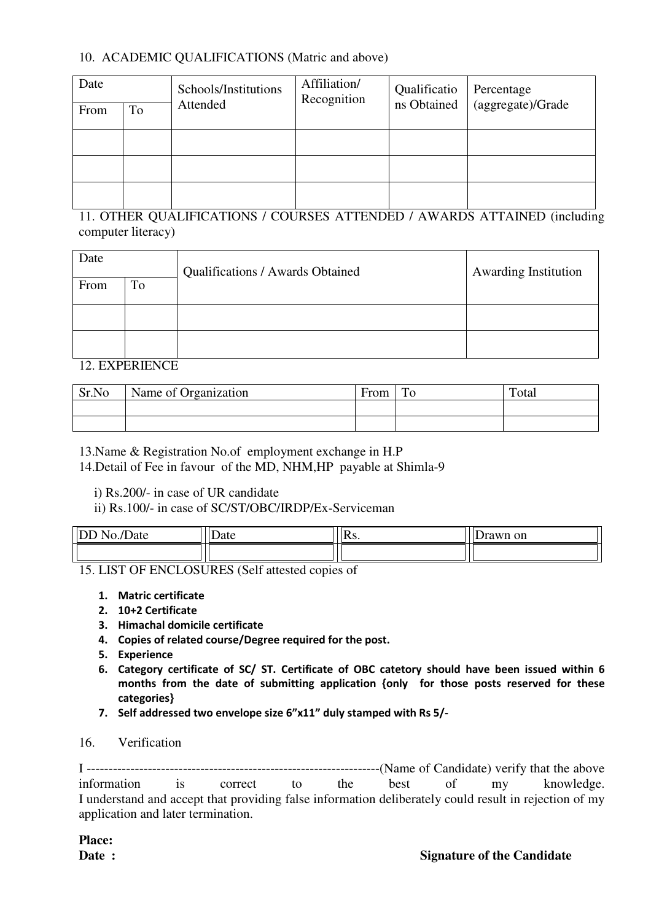10. ACADEMIC QUALIFICATIONS (Matric and above)

| Date | | Schools/Institutions Attended | Affiliation/ Recognition | Qualifications Obtained | Percentage (aggregate)/Grade |
|---|---|---|---|---|---|
| From | To | | | | |
| | | | | | |
| | | | | | |
| | | | | | |

11. OTHER QUALIFICATIONS / COURSES ATTENDED / AWARDS ATTAINED (including computer literacy)

| Date | | Qualifications / Awards Obtained | Awarding Institution |
|---|---|---|---|
| From | To | | |
| | | | |
| | | | |

12. EXPERIENCE

| Sr.No | Name of Organization | From | To | Total |
|---|---|---|---|---|
| | | | | |
| | | | | |

13.Name & Registration No.of employment exchange in H.P

14.Detail of Fee in favour of the MD, NHM,HP payable at Shimla-9

i) Rs.200/- in case of UR candidate

ii) Rs.100/- in case of SC/ST/OBC/IRDP/Ex-Serviceman

| DD No./Date | Date | Rs. | Drawn on |
|---|---|---|---|
| | | | |

15. LIST OF ENCLOSURES (Self attested copies of

1. **Matric certificate**
2. **10+2 Certificate**
3. **Himachal domicile certificate**
4. **Copies of related course/Degree required for the post.**
5. **Experience**
6. **Category certificate of SC/ ST. Certificate of OBC catetory should have been issued within 6 months from the date of submitting application {only for those posts reserved for these categories}**
7. **Self addressed two envelope size 6"x11" duly stamped with Rs 5/-**

16. Verification

I -------------------------------------------------------------------(Name of Candidate) verify that the above information is correct to the best of my knowledge.
I understand and accept that providing false information deliberately could result in rejection of my application and later termination.

**Place:**

**Date :** **Signature of the Candidate**